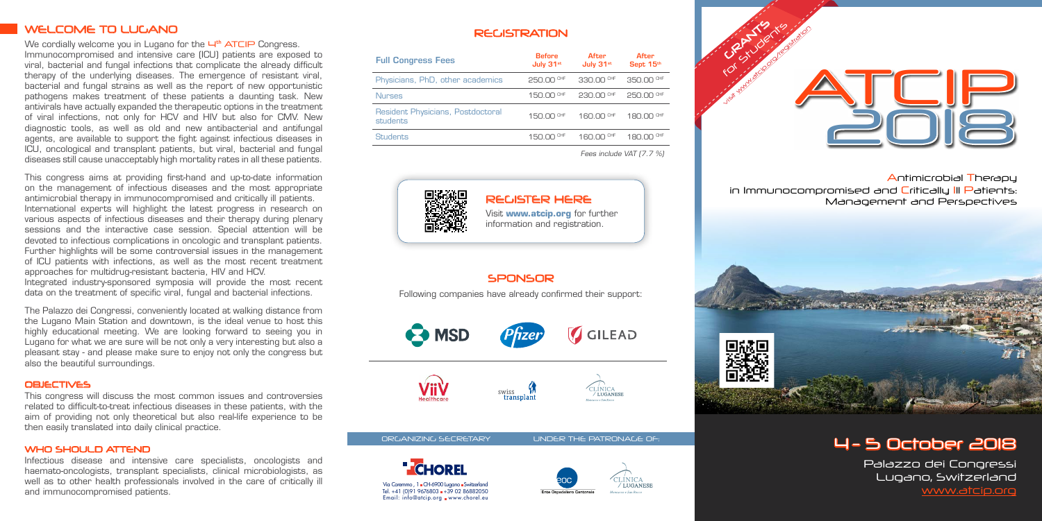## WELCOME TO LUGANO

We cordially welcome you in Lugano for the 4th ATCIP Congress.

Immunocompromised and intensive care (ICU) patients are exposed to viral, bacterial and fungal infections that complicate the already difficult therapy of the underlying diseases. The emergence of resistant viral, bacterial and fungal strains as well as the report of new opportunistic pathogens makes treatment of these patients a daunting task. New antivirals have actually expanded the therapeutic options in the treatment of viral infections, not only for HCV and HIV but also for CMV. New diagnostic tools, as well as old and new antibacterial and antifungal agents, are available to support the fight against infectious diseases in ICU, oncological and transplant patients, but viral, bacterial and fungal diseases still cause unacceptably high mortality rates in all these patients.

This congress aims at providing first-hand and up-to-date information on the management of infectious diseases and the most appropriate antimicrobial therapy in immunocompromised and critically ill patients.

International experts will highlight the latest progress in research on various aspects of infectious diseases and their therapy during plenary sessions and the interactive case session. Special attention will be devoted to infectious complications in oncologic and transplant patients. Further highlights will be some controversial issues in the management of ICU patients with infections, as well as the most recent treatment approaches for multidrug-resistant bacteria, HIV and HCV.

Integrated industry-sponsored symposia will provide the most recent data on the treatment of specific viral, fungal and bacterial infections.

The Palazzo dei Congressi, conveniently located at walking distance from the Lugano Main Station and downtown, is the ideal venue to host this highly educational meeting. We are looking forward to seeing you in Lugano for what we are sure will be not only a very interesting but also a pleasant stay - and please make sure to enjoy not only the congress but also the beautiful surroundings.

### OBJECTIVES

This congress will discuss the most common issues and controversies related to difficult-to-treat infectious diseases in these patients, with the aim of providing not only theoretical but also real-life experience to be then easily translated into daily clinical practice.

### WHO SHOULD ATTEND

Infectious disease and intensive care specialists, oncologists and haemato-oncologists, transplant specialists, clinical microbiologists, as well as to other health professionals involved in the care of critically ill and immunocompromised patients.

## REGISTRATION

| Full Congress Fees | Before July 31st | After July 31st | After Sept 15th |
|---|---|---|---|
| Physicians, PhD, other academics | 250.00 CHF | 330.00 CHF | 350.00 CHF |
| Nurses | 150.00 CHF | 230.00 CHF | 250.00 CHF |
| Resident Physicians, Postdoctoral students | 150.00 CHF | 160.00 CHF | 180.00 CHF |
| Students | 150.00 CHF | 160.00 CHF | 180.00 CHF |

*Fees include VAT (7.7 %)*

### REGISTER HERE

Visit **www.atcip.org** for further information and registration.

## SPONSOR

Following companies have already confirmed their support:

MSD, Pfizer, GILEAD, ViiV Healthcare, swiss transplant, Clinica Luganese

ORGANIZING SECRETARY

CHOREL

Via Coremmo, 1 ▪ CH-6900 Lugano ▪ Switzerland
Tel. +41 (0)91 9676803 ▪ +39 02 86882050
Email: info@atcip.org ▪ www.chorel.eu

UNDER THE PATRONAGE OF:

Ente Ospedaliero Cantonale, Clinica Luganese

GRANTS for Students
Visit www.atcip.org/registration

# ATCIP 2018

Antimicrobial Therapy in Immunocompromised and Critically Ill Patients: Management and Perspectives

## 4 - 5 October 2018

Palazzo dei Congressi
Lugano, Switzerland
www.atcip.org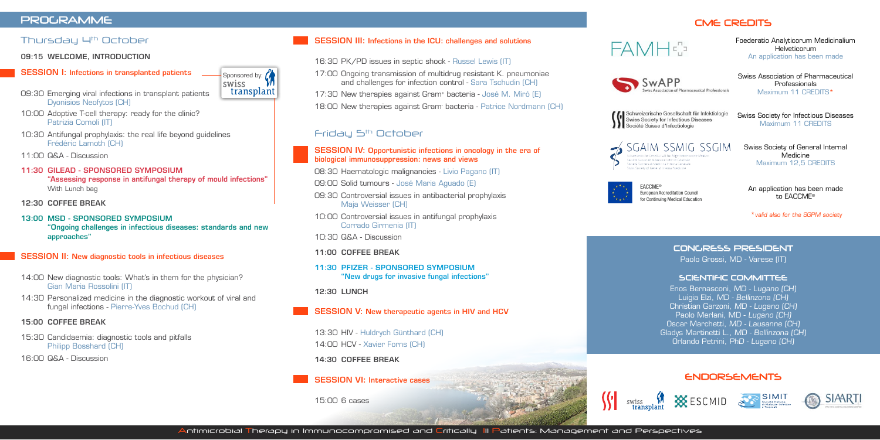# PROGRAMME

## Thursday 4th October

**09:15 WELCOME, INTRODUCTION**

### SESSION I: Infections in transplanted patients

Sponsored by: swiss transplant

09:30 Emerging viral infections in transplant patients
Dyonisios Neofytos (CH)

10:00 Adoptive T-cell therapy: ready for the clinic?
Patrizia Comoli (IT)

10:30 Antifungal prophylaxis: the real life beyond guidelines
Frédéric Lamoth (CH)

11:00 Q&A - Discussion

**11:30 GILEAD - SPONSORED SYMPOSIUM**
**"Assessing response in antifungal therapy of mould infections"**
With Lunch bag

**12:30 COFFEE BREAK**

**13:00 MSD - SPONSORED SYMPOSIUM**
**"Ongoing challenges in infectious diseases: standards and new approaches"**

### SESSION II: New diagnostic tools in infectious diseases

14:00 New diagnostic tools: What's in them for the physician?
Gian Maria Rossolini (IT)

14:30 Personalized medicine in the diagnostic workout of viral and fungal infections - Pierre-Yves Bochud (CH)

**15:00 COFFEE BREAK**

15:30 Candidaemia: diagnostic tools and pitfalls
Philipp Bosshard (CH)

16:00 Q&A - Discussion

### SESSION III: Infections in the ICU: challenges and solutions

16:30 PK/PD issues in septic shock - Russel Lewis (IT)

17:00 Ongoing transmission of multidrug resistant K. pneumoniae and challenges for infection control - Sara Tschudin (CH)

17:30 New therapies against Gram+ bacteria - José M. Miró (E)

18:00 New therapies against Gram- bacteria - Patrice Nordmann (CH)

## Friday 5th October

### SESSION IV: Opportunistic infections in oncology in the era of biological immunosuppression: news and views

08:30 Haematologic malignancies - Livio Pagano (IT)

09:00 Solid tumours - José Maria Aguado (E)

09:30 Controversial issues in antibacterial prophylaxis
Maja Weisser (CH)

10:00 Controversial issues in antifungal prophylaxis
Corrado Girmenia (IT)

10:30 Q&A - Discussion

**11:00 COFFEE BREAK**

**11:30 PFIZER - SPONSORED SYMPOSIUM**
**"New drugs for invasive fungal infections"**

**12:30 LUNCH**

### SESSION V: New therapeutic agents in HIV and HCV

13:30 HIV - Huldrych Günthard (CH)

14:00 HCV - Xavier Forns (CH)

**14:30 COFFEE BREAK**

### SESSION VI: Interactive cases

15:00 6 cases

# CME CREDITS

FAMH — Foederatio Analyticorum Medicinalium Helveticorum
An application has been made

SwAPP — Swiss Association of Pharmaceutical Professionals
Maximum 11 CREDITS*

Schweizerische Gesellschaft für Infektiologie / Swiss Society for Infectious Diseases / Société Suisse d'Infectiologie — Swiss Society for Infectious Diseases
Maximum 11 CREDITS

SGAIM SSMIG SSGIM — Swiss Society of General Internal Medicine
Maximum 12,5 CREDITS

EACCME® European Accreditation Council for Continuing Medical Education — An application has been made to EACCME®

*valid also for the SGPM society

# CONGRESS PRESIDENT

Paolo Grossi, MD - Varese (IT)

## SCIENTIFIC COMMITTEE

Enos Bernasconi, MD - Lugano (CH)
Luigia Elzi, MD - Bellinzona (CH)
Christian Garzoni, MD - Lugano (CH)
Paolo Merlani, MD - Lugano (CH)
Oscar Marchetti, MD - Lausanne (CH)
Gladys Martinetti L., MD - Bellinzona (CH)
Orlando Petrini, PhD - Lugano (CH)

# ENDORSEMENTS

SSI — swiss transplant — ESCMID — SIMIT — SIAARTI

Antimicrobial Therapy in Immunocompromised and Critically Ill Patients: Management and Perspectives